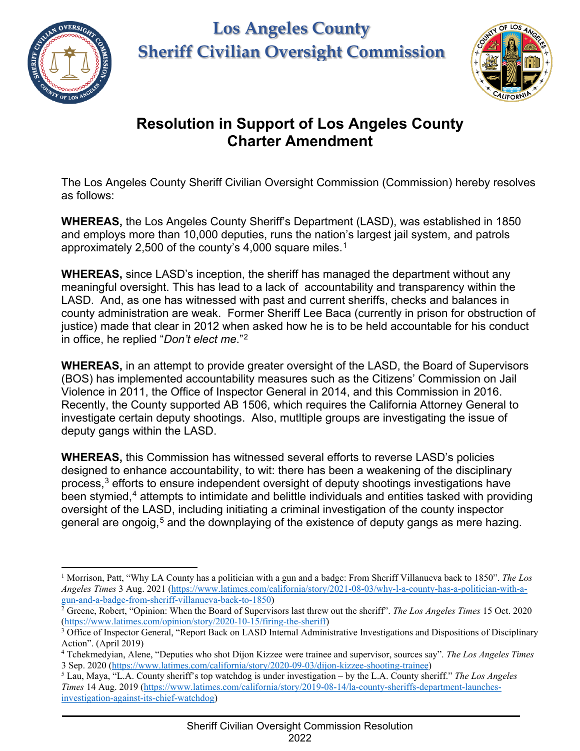# Los Angeles County Sheriff Civilian Oversight Commission

## Resolution in Support of Los Angeles County Charter Amendment

The Los Angeles County Sheriff Civilian Oversight Commission (Commission) hereby resolves as follows:

**WHEREAS,** the Los Angeles County Sheriff's Department (LASD), was established in 1850 and employs more than 10,000 deputies, runs the nation's largest jail system, and patrols approximately 2,500 of the county's 4,000 square miles.[1]

**WHEREAS,** since LASD's inception, the sheriff has managed the department without any meaningful oversight. This has lead to a lack of accountability and transparency within the LASD. And, as one has witnessed with past and current sheriffs, checks and balances in county administration are weak. Former Sheriff Lee Baca (currently in prison for obstruction of justice) made that clear in 2012 when asked how he is to be held accountable for his conduct in office, he replied "*Don't elect me*."[2]

**WHEREAS,** in an attempt to provide greater oversight of the LASD, the Board of Supervisors (BOS) has implemented accountability measures such as the Citizens' Commission on Jail Violence in 2011, the Office of Inspector General in 2014, and this Commission in 2016. Recently, the County supported AB 1506, which requires the California Attorney General to investigate certain deputy shootings. Also, mutltiple groups are investigating the issue of deputy gangs within the LASD.

**WHEREAS,** this Commission has witnessed several efforts to reverse LASD's policies designed to enhance accountability, to wit: there has been a weakening of the disciplinary process,[3] efforts to ensure independent oversight of deputy shootings investigations have been stymied,[4] attempts to intimidate and belittle individuals and entities tasked with providing oversight of the LASD, including initiating a criminal investigation of the county inspector general are ongoig,[5] and the downplaying of the existence of deputy gangs as mere hazing.

---

[1] Morrison, Patt, "Why LA County has a politician with a gun and a badge: From Sheriff Villanueva back to 1850". *The Los Angeles Times* 3 Aug. 2021 (https://www.latimes.com/california/story/2021-08-03/why-l-a-county-has-a-politician-with-a-gun-and-a-badge-from-sheriff-villanueva-back-to-1850)

[2] Greene, Robert, "Opinion: When the Board of Supervisors last threw out the sheriff". *The Los Angeles Times* 15 Oct. 2020 (https://www.latimes.com/opinion/story/2020-10-15/firing-the-sheriff)

[3] Office of Inspector General, "Report Back on LASD Internal Administrative Investigations and Dispositions of Disciplinary Action". (April 2019)

[4] Tchekmedyian, Alene, "Deputies who shot Dijon Kizzee were trainee and supervisor, sources say". *The Los Angeles Times* 3 Sep. 2020 (https://www.latimes.com/california/story/2020-09-03/dijon-kizzee-shooting-trainee)

[5] Lau, Maya, "L.A. County sheriff's top watchdog is under investigation – by the L.A. County sheriff." *The Los Angeles Times* 14 Aug. 2019 (https://www.latimes.com/california/story/2019-08-14/la-county-sheriffs-department-launches-investigation-against-its-chief-watchdog)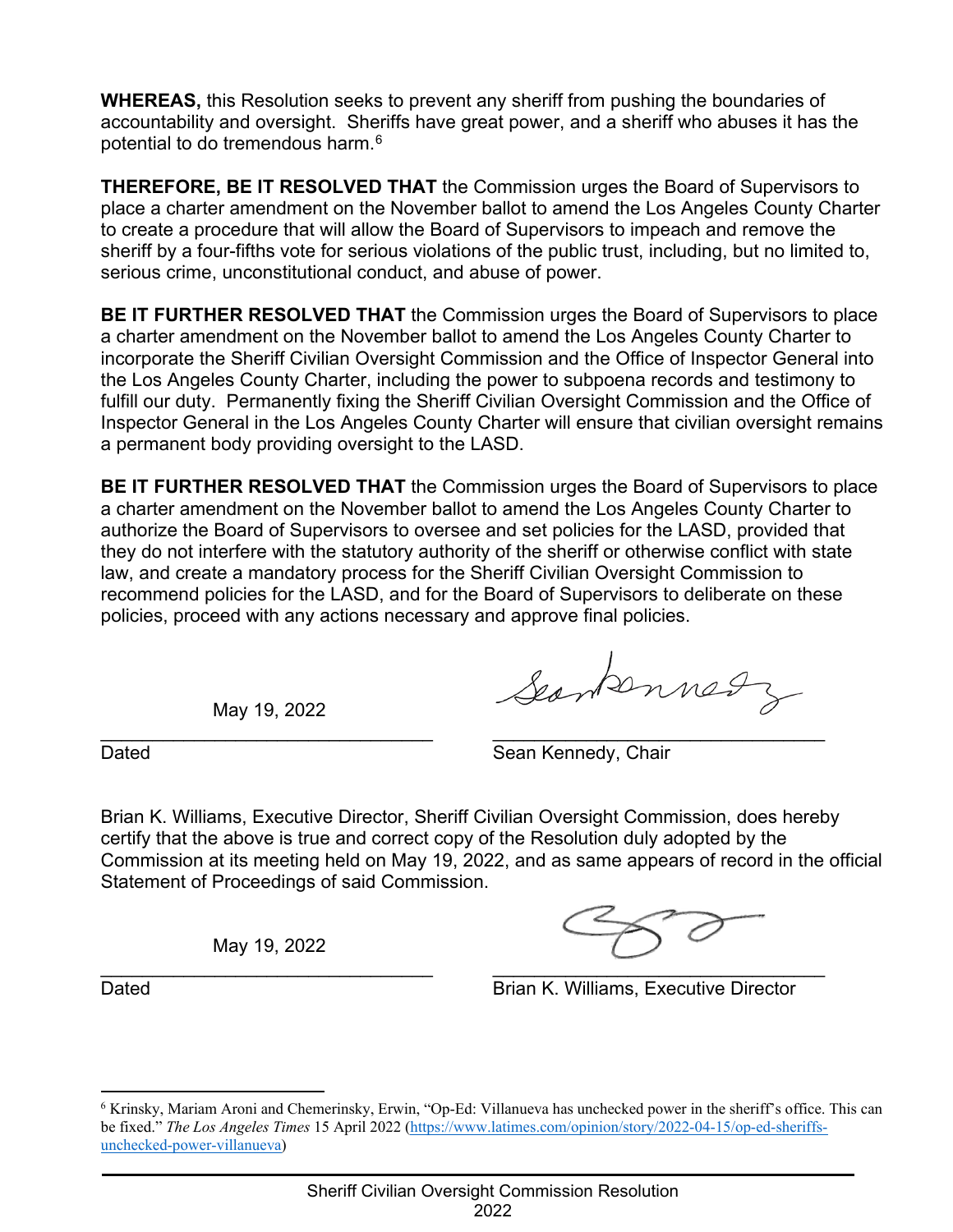**WHEREAS,** this Resolution seeks to prevent any sheriff from pushing the boundaries of accountability and oversight. Sheriffs have great power, and a sheriff who abuses it has the potential to do tremendous harm.[6]

**THEREFORE, BE IT RESOLVED THAT** the Commission urges the Board of Supervisors to place a charter amendment on the November ballot to amend the Los Angeles County Charter to create a procedure that will allow the Board of Supervisors to impeach and remove the sheriff by a four-fifths vote for serious violations of the public trust, including, but no limited to, serious crime, unconstitutional conduct, and abuse of power.

**BE IT FURTHER RESOLVED THAT** the Commission urges the Board of Supervisors to place a charter amendment on the November ballot to amend the Los Angeles County Charter to incorporate the Sheriff Civilian Oversight Commission and the Office of Inspector General into the Los Angeles County Charter, including the power to subpoena records and testimony to fulfill our duty. Permanently fixing the Sheriff Civilian Oversight Commission and the Office of Inspector General in the Los Angeles County Charter will ensure that civilian oversight remains a permanent body providing oversight to the LASD.

**BE IT FURTHER RESOLVED THAT** the Commission urges the Board of Supervisors to place a charter amendment on the November ballot to amend the Los Angeles County Charter to authorize the Board of Supervisors to oversee and set policies for the LASD, provided that they do not interfere with the statutory authority of the sheriff or otherwise conflict with state law, and create a mandatory process for the Sheriff Civilian Oversight Commission to recommend policies for the LASD, and for the Board of Supervisors to deliberate on these policies, proceed with any actions necessary and approve final policies.

May 19, 2022
_______________________________
Dated

_______________________________
Sean Kennedy, Chair

Brian K. Williams, Executive Director, Sheriff Civilian Oversight Commission, does hereby certify that the above is true and correct copy of the Resolution duly adopted by the Commission at its meeting held on May 19, 2022, and as same appears of record in the official Statement of Proceedings of said Commission.

May 19, 2022
_______________________________
Dated

_______________________________
Brian K. Williams, Executive Director

---

[6] Krinsky, Mariam Aroni and Chemerinsky, Erwin, "Op-Ed: Villanueva has unchecked power in the sheriff's office. This can be fixed." *The Los Angeles Times* 15 April 2022 (https://www.latimes.com/opinion/story/2022-04-15/op-ed-sheriffs-unchecked-power-villanueva)